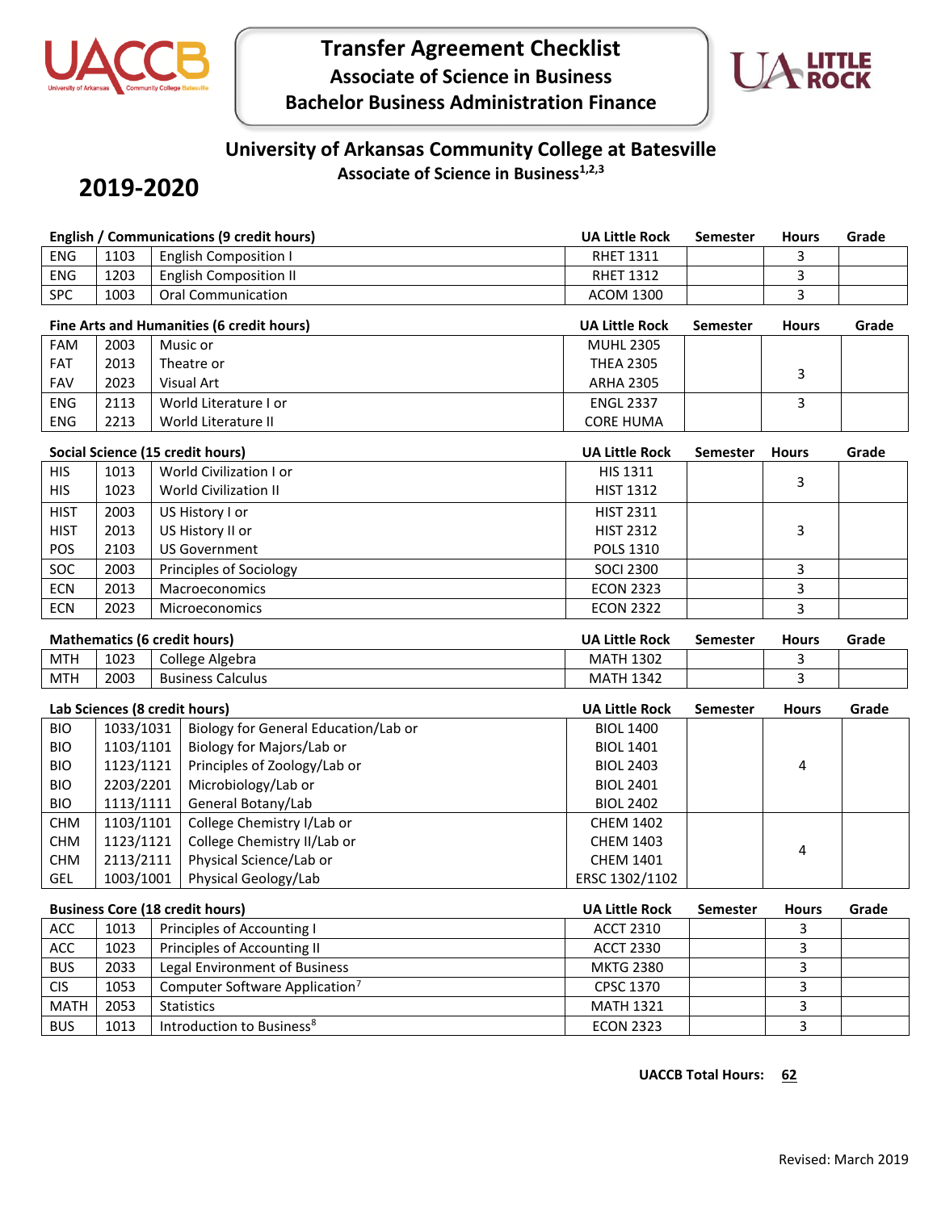# Transfer Agreement Checklist

## Associate of Science in Business

## Bachelor Business Administration Finance

## University of Arkansas Community College at Batesville

### Associate of Science in Business[1,2,3]

## 2019-2020

**English / Communications (9 credit hours)**

| | | | UA Little Rock | Semester | Hours | Grade |
|---|---|---|---|---|---|---|
| ENG | 1103 | English Composition I | RHET 1311 | | 3 | |
| ENG | 1203 | English Composition II | RHET 1312 | | 3 | |
| SPC | 1003 | Oral Communication | ACOM 1300 | | 3 | |

**Fine Arts and Humanities (6 credit hours)**

| | | | UA Little Rock | Semester | Hours | Grade |
|---|---|---|---|---|---|---|
| FAM | 2003 | Music or | MUHL 2305 | | 3 | |
| FAT | 2013 | Theatre or | THEA 2305 | | | |
| FAV | 2023 | Visual Art | ARHA 2305 | | | |
| ENG | 2113 | World Literature I or | ENGL 2337 | | 3 | |
| ENG | 2213 | World Literature II | CORE HUMA | | | |

**Social Science (15 credit hours)**

| | | | UA Little Rock | Semester | Hours | Grade |
|---|---|---|---|---|---|---|
| HIS | 1013 | World Civilization I or | HIS 1311 | | 3 | |
| HIS | 1023 | World Civilization II | HIST 1312 | | | |
| HIST | 2003 | US History I or | HIST 2311 | | 3 | |
| HIST | 2013 | US History II or | HIST 2312 | | | |
| POS | 2103 | US Government | POLS 1310 | | | |
| SOC | 2003 | Principles of Sociology | SOCI 2300 | | 3 | |
| ECN | 2013 | Macroeconomics | ECON 2323 | | 3 | |
| ECN | 2023 | Microeconomics | ECON 2322 | | 3 | |

**Mathematics (6 credit hours)**

| | | | UA Little Rock | Semester | Hours | Grade |
|---|---|---|---|---|---|---|
| MTH | 1023 | College Algebra | MATH 1302 | | 3 | |
| MTH | 2003 | Business Calculus | MATH 1342 | | 3 | |

**Lab Sciences (8 credit hours)**

| | | | UA Little Rock | Semester | Hours | Grade |
|---|---|---|---|---|---|---|
| BIO | 1033/1031 | Biology for General Education/Lab or | BIOL 1400 | | 4 | |
| BIO | 1103/1101 | Biology for Majors/Lab or | BIOL 1401 | | | |
| BIO | 1123/1121 | Principles of Zoology/Lab or | BIOL 2403 | | | |
| BIO | 2203/2201 | Microbiology/Lab or | BIOL 2401 | | | |
| BIO | 1113/1111 | General Botany/Lab | BIOL 2402 | | | |
| CHM | 1103/1101 | College Chemistry I/Lab or | CHEM 1402 | | 4 | |
| CHM | 1123/1121 | College Chemistry II/Lab or | CHEM 1403 | | | |
| CHM | 2113/2111 | Physical Science/Lab or | CHEM 1401 | | | |
| GEL | 1003/1001 | Physical Geology/Lab | ERSC 1302/1102 | | | |

**Business Core (18 credit hours)**

| | | | UA Little Rock | Semester | Hours | Grade |
|---|---|---|---|---|---|---|
| ACC | 1013 | Principles of Accounting I | ACCT 2310 | | 3 | |
| ACC | 1023 | Principles of Accounting II | ACCT 2330 | | 3 | |
| BUS | 2033 | Legal Environment of Business | MKTG 2380 | | 3 | |
| CIS | 1053 | Computer Software Application[7] | CPSC 1370 | | 3 | |
| MATH | 2053 | Statistics | MATH 1321 | | 3 | |
| BUS | 1013 | Introduction to Business[8] | ECON 2323 | | 3 | |

**UACCB Total Hours:** **62**

Revised: March 2019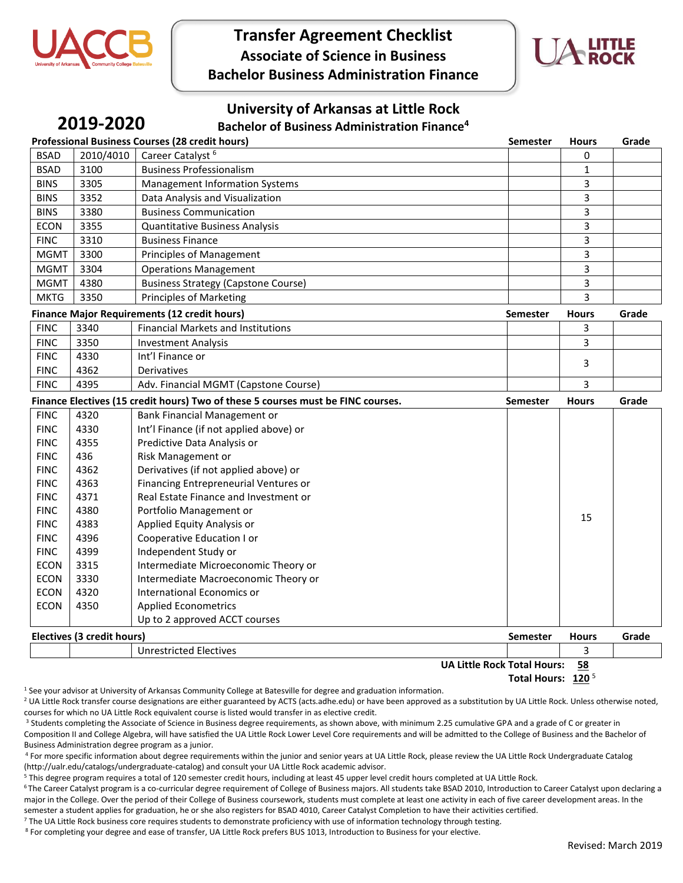# Transfer Agreement Checklist

## Associate of Science in Business

## Bachelor Business Administration Finance

**2019-2020**

## University of Arkansas at Little Rock

### Bachelor of Business Administration Finance[4]

| Professional Business Courses (28 credit hours) | | | Semester | Hours | Grade |
|---|---|---|---|---|---|
| BSAD | 2010/4010 | Career Catalyst [6] | | 0 | |
| BSAD | 3100 | Business Professionalism | | 1 | |
| BINS | 3305 | Management Information Systems | | 3 | |
| BINS | 3352 | Data Analysis and Visualization | | 3 | |
| BINS | 3380 | Business Communication | | 3 | |
| ECON | 3355 | Quantitative Business Analysis | | 3 | |
| FINC | 3310 | Business Finance | | 3 | |
| MGMT | 3300 | Principles of Management | | 3 | |
| MGMT | 3304 | Operations Management | | 3 | |
| MGMT | 4380 | Business Strategy (Capstone Course) | | 3 | |
| MKTG | 3350 | Principles of Marketing | | 3 | |

| Finance Major Requirements (12 credit hours) | | | Semester | Hours | Grade |
|---|---|---|---|---|---|
| FINC | 3340 | Financial Markets and Institutions | | 3 | |
| FINC | 3350 | Investment Analysis | | 3 | |
| FINC | 4330 | Int'l Finance or | | 3 | |
| FINC | 4362 | Derivatives | | | |
| FINC | 4395 | Adv. Financial MGMT (Capstone Course) | | 3 | |

| Finance Electives (15 credit hours) Two of these 5 courses must be FINC courses. | | | Semester | Hours | Grade |
|---|---|---|---|---|---|
| FINC | 4320 | Bank Financial Management or | | 15 | |
| FINC | 4330 | Int'l Finance (if not applied above) or | | | |
| FINC | 4355 | Predictive Data Analysis or | | | |
| FINC | 436 | Risk Management or | | | |
| FINC | 4362 | Derivatives (if not applied above) or | | | |
| FINC | 4363 | Financing Entrepreneurial Ventures or | | | |
| FINC | 4371 | Real Estate Finance and Investment or | | | |
| FINC | 4380 | Portfolio Management or | | | |
| FINC | 4383 | Applied Equity Analysis or | | | |
| FINC | 4396 | Cooperative Education I or | | | |
| FINC | 4399 | Independent Study or | | | |
| ECON | 3315 | Intermediate Microeconomic Theory or | | | |
| ECON | 3330 | Intermediate Macroeconomic Theory or | | | |
| ECON | 4320 | International Economics or | | | |
| ECON | 4350 | Applied Econometrics | | | |
| | | Up to 2 approved ACCT courses | | | |

| Electives (3 credit hours) | | | Semester | Hours | Grade |
|---|---|---|---|---|---|
| | | Unrestricted Electives | | 3 | |

**UA Little Rock Total Hours: 58**

**Total Hours: 120** [5]

[1] See your advisor at University of Arkansas Community College at Batesville for degree and graduation information.

[2] UA Little Rock transfer course designations are either guaranteed by ACTS (acts.adhe.edu) or have been approved as a substitution by UA Little Rock. Unless otherwise noted, courses for which no UA Little Rock equivalent course is listed would transfer in as elective credit.

[3] Students completing the Associate of Science in Business degree requirements, as shown above, with minimum 2.25 cumulative GPA and a grade of C or greater in Composition II and College Algebra, will have satisfied the UA Little Rock Lower Level Core requirements and will be admitted to the College of Business and the Bachelor of Business Administration degree program as a junior.

[4] For more specific information about degree requirements within the junior and senior years at UA Little Rock, please review the UA Little Rock Undergraduate Catalog (http://ualr.edu/catalogs/undergraduate-catalog) and consult your UA Little Rock academic advisor.

[5] This degree program requires a total of 120 semester credit hours, including at least 45 upper level credit hours completed at UA Little Rock.

[6] The Career Catalyst program is a co-curricular degree requirement of College of Business majors. All students take BSAD 2010, Introduction to Career Catalyst upon declaring a major in the College. Over the period of their College of Business coursework, students must complete at least one activity in each of five career development areas. In the semester a student applies for graduation, he or she also registers for BSAD 4010, Career Catalyst Completion to have their activities certified.

[7] The UA Little Rock business core requires students to demonstrate proficiency with use of information technology through testing.

[8] For completing your degree and ease of transfer, UA Little Rock prefers BUS 1013, Introduction to Business for your elective.

Revised: March 2019